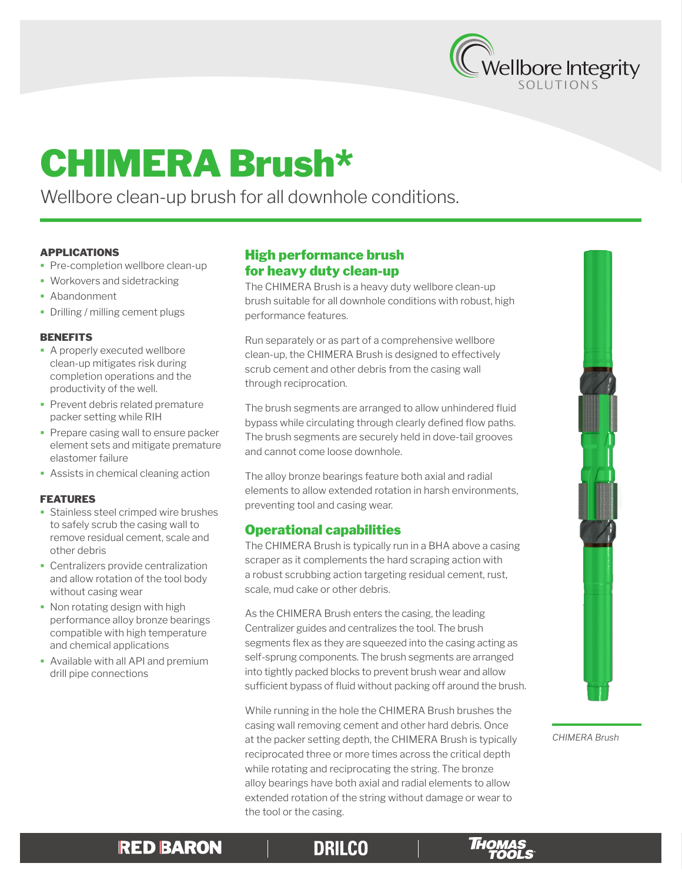# CHIMERA Brush*

Wellbore clean-up brush for all downhole conditions.

#### APPLICATIONS

- Pre-completion wellbore clean-up
- Workovers and sidetracking
- Abandonment
- Drilling / milling cement plugs

#### BENEFITS

- A properly executed wellbore clean-up mitigates risk during completion operations and the productivity of the well.
- Prevent debris related premature packer setting while RIH
- Prepare casing wall to ensure packer element sets and mitigate premature elastomer failure
- Assists in chemical cleaning action

#### FEATURES

- Stainless steel crimped wire brushes to safely scrub the casing wall to remove residual cement, scale and other debris
- Centralizers provide centralization and allow rotation of the tool body without casing wear
- Non rotating design with high performance alloy bronze bearings compatible with high temperature and chemical applications
- Available with all API and premium drill pipe connections

## High performance brush for heavy duty clean-up

The CHIMERA Brush is a heavy duty wellbore clean-up brush suitable for all downhole conditions with robust, high performance features.

Run separately or as part of a comprehensive wellbore clean-up, the CHIMERA Brush is designed to effectively scrub cement and other debris from the casing wall through reciprocation.

The brush segments are arranged to allow unhindered fluid bypass while circulating through clearly defined flow paths. The brush segments are securely held in dove-tail grooves and cannot come loose downhole.

The alloy bronze bearings feature both axial and radial elements to allow extended rotation in harsh environments, preventing tool and casing wear.

## Operational capabilities

The CHIMERA Brush is typically run in a BHA above a casing scraper as it complements the hard scraping action with a robust scrubbing action targeting residual cement, rust, scale, mud cake or other debris.

As the CHIMERA Brush enters the casing, the leading Centralizer guides and centralizes the tool. The brush segments flex as they are squeezed into the casing acting as self-sprung components. The brush segments are arranged into tightly packed blocks to prevent brush wear and allow sufficient bypass of fluid without packing off around the brush.

While running in the hole the CHIMERA Brush brushes the casing wall removing cement and other hard debris. Once at the packer setting depth, the CHIMERA Brush is typically reciprocated three or more times across the critical depth while rotating and reciprocating the string. The bronze alloy bearings have both axial and radial elements to allow extended rotation of the string without damage or wear to the tool or the casing.

*CHIMERA Brush*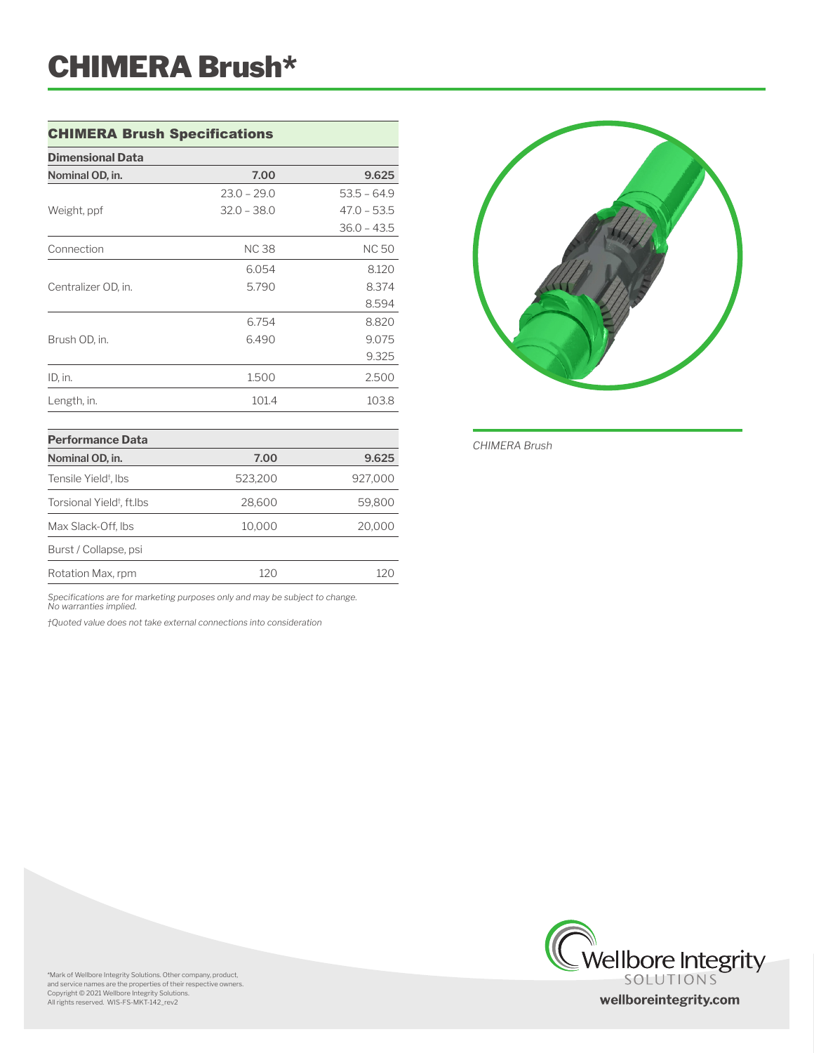# CHIMERA Brush*

## CHIMERA Brush Specifications

| Dimensional Data | | |
|---|---|---|
| **Nominal OD, in.** | **7.00** | **9.625** |
| Weight, ppf | 23.0 – 29.0 | 53.5 – 64.9 |
| | 32.0 – 38.0 | 47.0 – 53.5 |
| | | 36.0 – 43.5 |
| Connection | NC 38 | NC 50 |
| Centralizer OD, in. | 6.054 | 8.120 |
| | 5.790 | 8.374 |
| | | 8.594 |
| Brush OD, in. | 6.754 | 8.820 |
| | 6.490 | 9.075 |
| | | 9.325 |
| ID, in. | 1.500 | 2.500 |
| Length, in. | 101.4 | 103.8 |

| Performance Data | | |
|---|---|---|
| **Nominal OD, in.** | **7.00** | **9.625** |
| Tensile Yield†, lbs | 523,200 | 927,000 |
| Torsional Yield†, ft.lbs | 28,600 | 59,800 |
| Max Slack-Off, lbs | 10,000 | 20,000 |
| Burst / Collapse, psi | | |
| Rotation Max, rpm | 120 | 120 |

*Specifications are for marketing purposes only and may be subject to change. No warranties implied.*

*†Quoted value does not take external connections into consideration*

*CHIMERA Brush*

*Mark of Wellbore Integrity Solutions. Other company, product, and service names are the properties of their respective owners. Copyright © 2021 Wellbore Integrity Solutions. All rights reserved. WIS-FS-MKT-142_rev2

Wellbore Integrity SOLUTIONS

**wellboreintegrity.com**